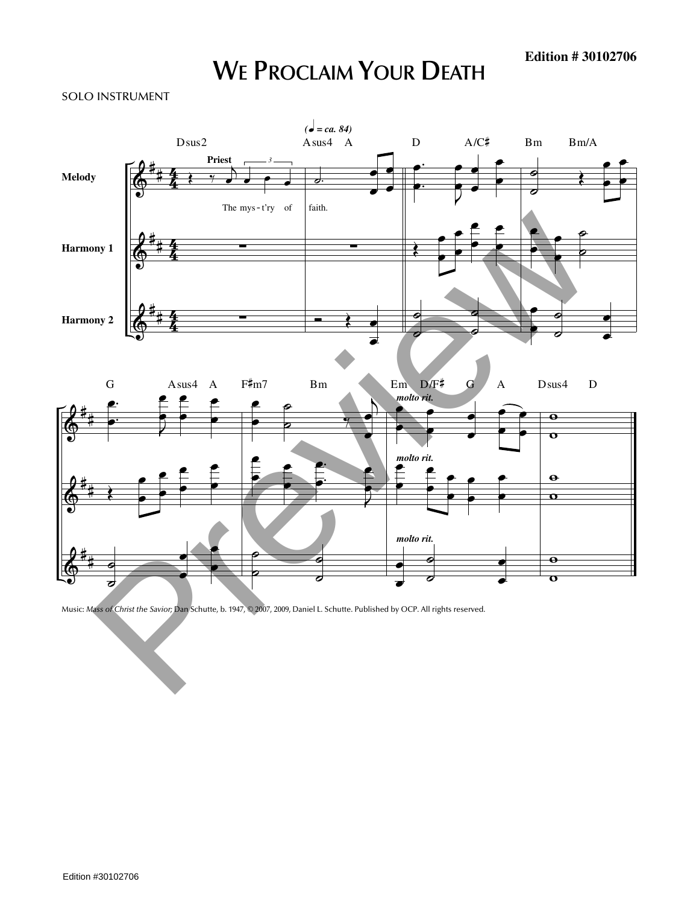Edition # 30102706

# We Proclaim Your Death

SOLO INSTRUMENT

Music: *Mass of Christ the Savior;* Dan Schutte, b. 1947, © 2007, 2009, Daniel L. Schutte. Published by OCP. All rights reserved.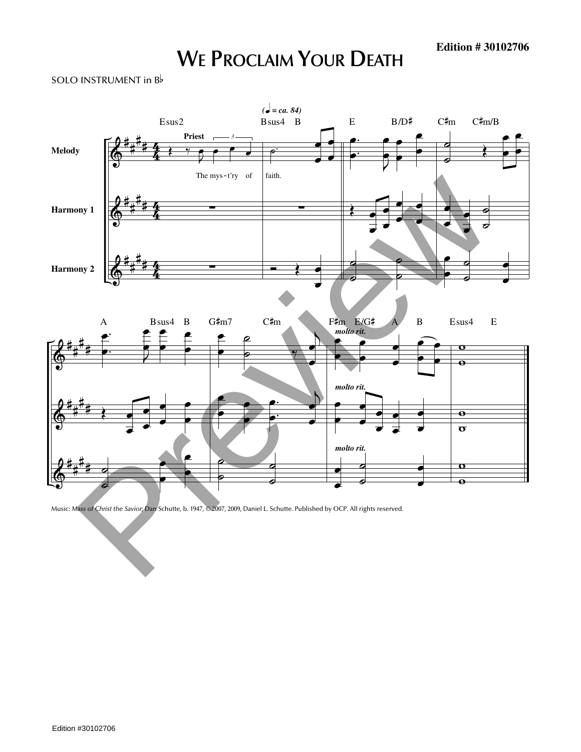Edition # 30102706

# WE PROCLAIM YOUR DEATH

SOLO INSTRUMENT in B♭

Music: *Mass of Christ the Savior;* Dan Schutte, b. 1947, © 2007, 2009, Daniel L. Schutte. Published by OCP. All rights reserved.